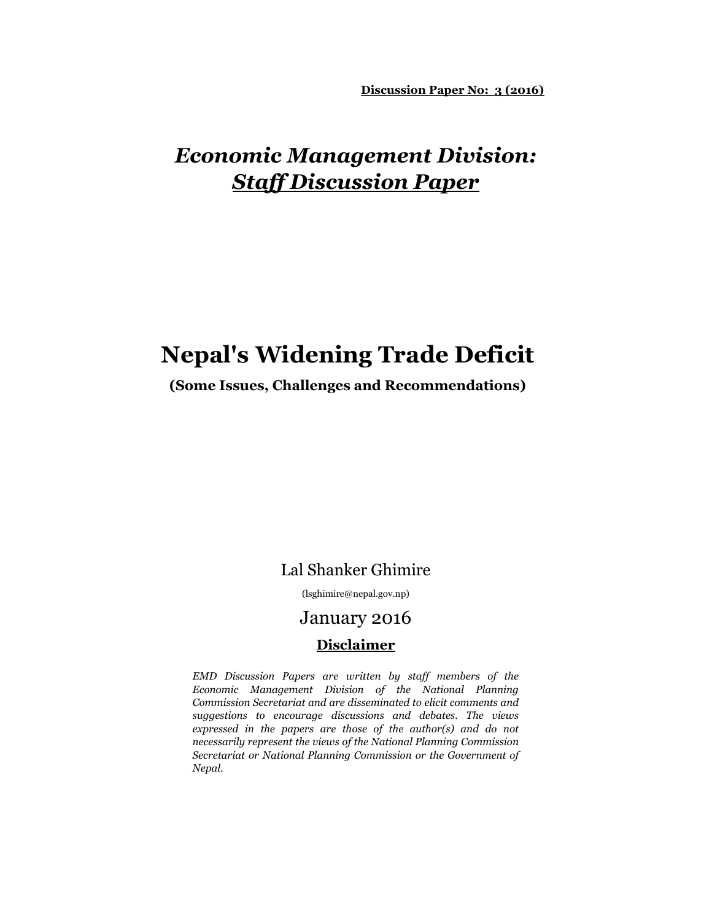**Discussion Paper No: 3 (2016)**

## *Economic Management Division:*
## ***Staff Discussion Paper***

# Nepal's Widening Trade Deficit

**(Some Issues, Challenges and Recommendations)**

Lal Shanker Ghimire

(lsghimire@nepal.gov.np)

January 2016

**Disclaimer**

*EMD Discussion Papers are written by staff members of the Economic Management Division of the National Planning Commission Secretariat and are disseminated to elicit comments and suggestions to encourage discussions and debates. The views expressed in the papers are those of the author(s) and do not necessarily represent the views of the National Planning Commission Secretariat or National Planning Commission or the Government of Nepal.*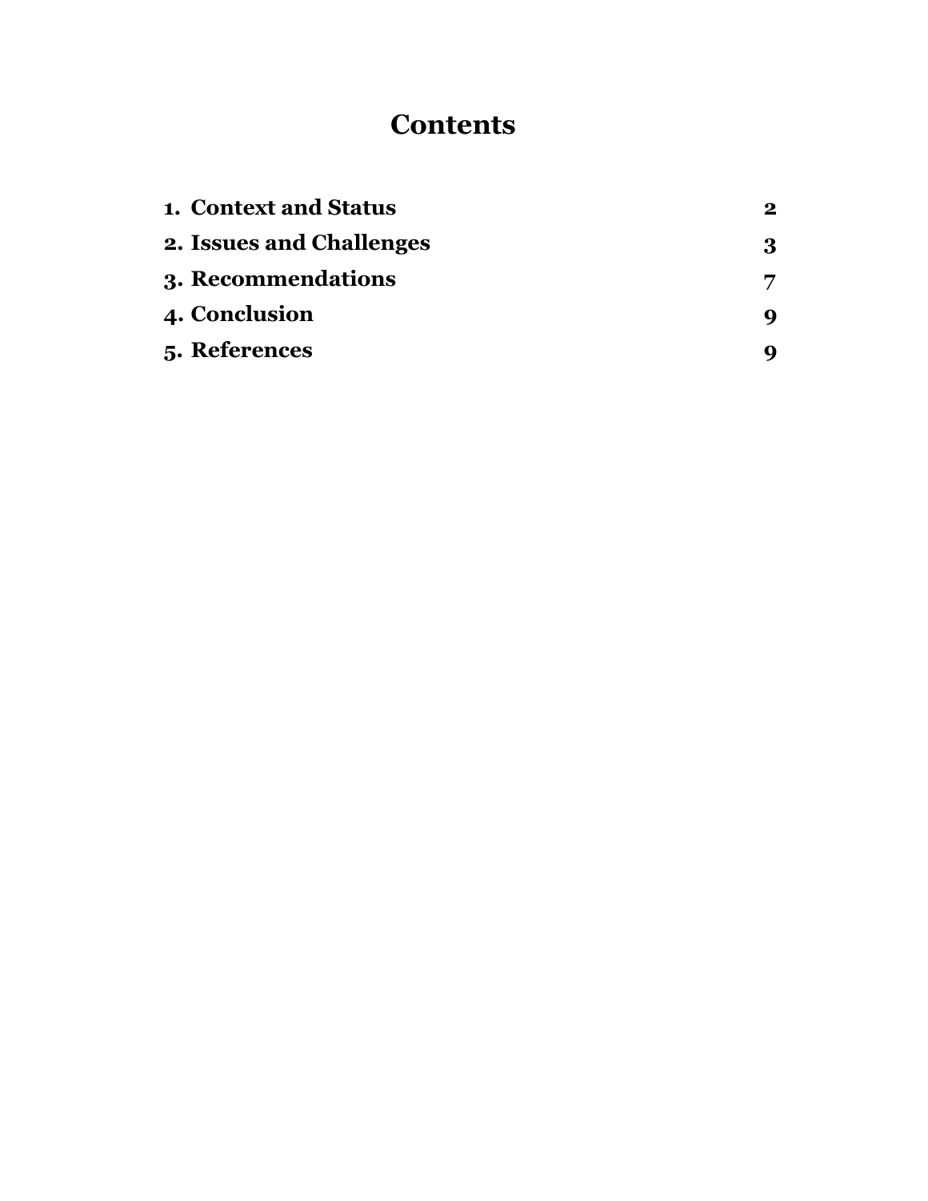# Contents

| | |
|---|---|
| **1. Context and Status** | **2** |
| **2. Issues and Challenges** | **3** |
| **3. Recommendations** | **7** |
| **4. Conclusion** | **9** |
| **5. References** | **9** |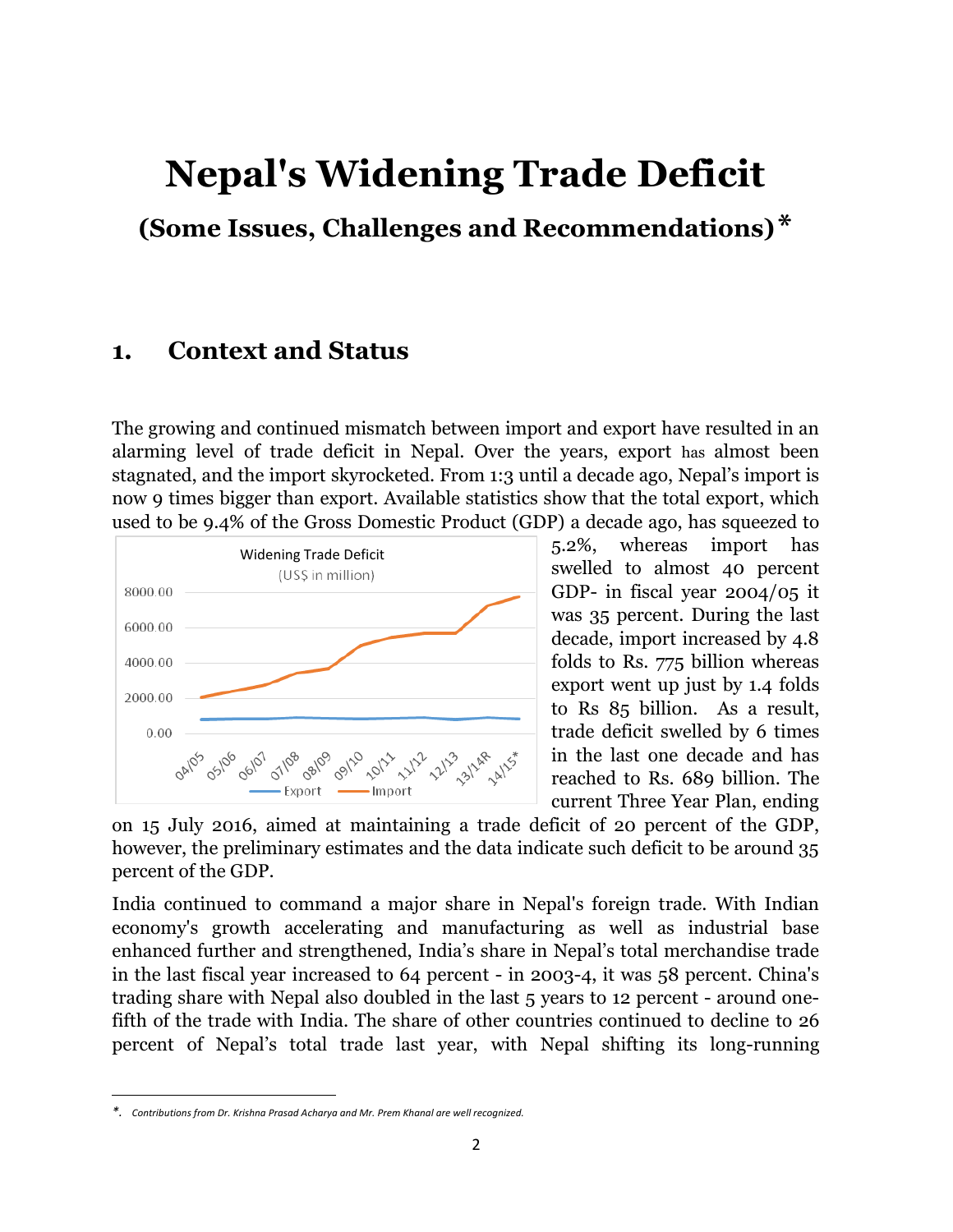# Nepal's Widening Trade Deficit

## (Some Issues, Challenges and Recommendations)*

## 1. Context and Status

The growing and continued mismatch between import and export have resulted in an alarming level of trade deficit in Nepal. Over the years, export has almost been stagnated, and the import skyrocketed. From 1:3 until a decade ago, Nepal's import is now 9 times bigger than export. Available statistics show that the total export, which used to be 9.4% of the Gross Domestic Product (GDP) a decade ago, has squeezed to 5.2%, whereas import has swelled to almost 40 percent GDP- in fiscal year 2004/05 it was 35 percent. During the last decade, import increased by 4.8 folds to Rs. 775 billion whereas export went up just by 1.4 folds to Rs 85 billion. As a result, trade deficit swelled by 6 times in the last one decade and has reached to Rs. 689 billion. The current Three Year Plan, ending on 15 July 2016, aimed at maintaining a trade deficit of 20 percent of the GDP, however, the preliminary estimates and the data indicate such deficit to be around 35 percent of the GDP.

Widening Trade Deficit (US$ in million)

India continued to command a major share in Nepal's foreign trade. With Indian economy's growth accelerating and manufacturing as well as industrial base enhanced further and strengthened, India's share in Nepal's total merchandise trade in the last fiscal year increased to 64 percent - in 2003-4, it was 58 percent. China's trading share with Nepal also doubled in the last 5 years to 12 percent - around one-fifth of the trade with India. The share of other countries continued to decline to 26 percent of Nepal's total trade last year, with Nepal shifting its long-running

*. *Contributions from Dr. Krishna Prasad Acharya and Mr. Prem Khanal are well recognized.*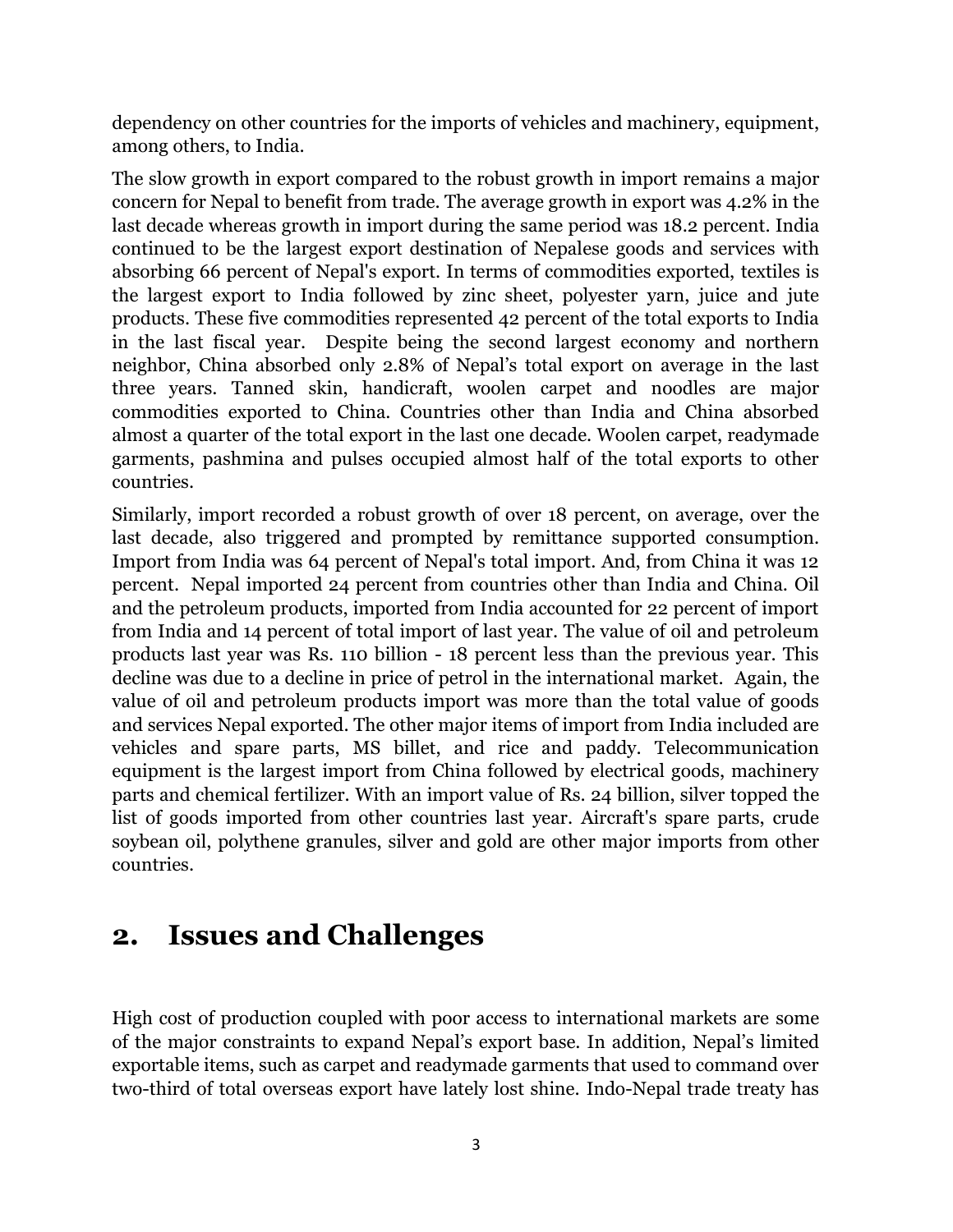dependency on other countries for the imports of vehicles and machinery, equipment, among others, to India.

The slow growth in export compared to the robust growth in import remains a major concern for Nepal to benefit from trade. The average growth in export was 4.2% in the last decade whereas growth in import during the same period was 18.2 percent. India continued to be the largest export destination of Nepalese goods and services with absorbing 66 percent of Nepal's export. In terms of commodities exported, textiles is the largest export to India followed by zinc sheet, polyester yarn, juice and jute products. These five commodities represented 42 percent of the total exports to India in the last fiscal year. Despite being the second largest economy and northern neighbor, China absorbed only 2.8% of Nepal's total export on average in the last three years. Tanned skin, handicraft, woolen carpet and noodles are major commodities exported to China. Countries other than India and China absorbed almost a quarter of the total export in the last one decade. Woolen carpet, readymade garments, pashmina and pulses occupied almost half of the total exports to other countries.

Similarly, import recorded a robust growth of over 18 percent, on average, over the last decade, also triggered and prompted by remittance supported consumption. Import from India was 64 percent of Nepal's total import. And, from China it was 12 percent. Nepal imported 24 percent from countries other than India and China. Oil and the petroleum products, imported from India accounted for 22 percent of import from India and 14 percent of total import of last year. The value of oil and petroleum products last year was Rs. 110 billion - 18 percent less than the previous year. This decline was due to a decline in price of petrol in the international market. Again, the value of oil and petroleum products import was more than the total value of goods and services Nepal exported. The other major items of import from India included are vehicles and spare parts, MS billet, and rice and paddy. Telecommunication equipment is the largest import from China followed by electrical goods, machinery parts and chemical fertilizer. With an import value of Rs. 24 billion, silver topped the list of goods imported from other countries last year. Aircraft's spare parts, crude soybean oil, polythene granules, silver and gold are other major imports from other countries.

## 2. Issues and Challenges

High cost of production coupled with poor access to international markets are some of the major constraints to expand Nepal's export base. In addition, Nepal's limited exportable items, such as carpet and readymade garments that used to command over two-third of total overseas export have lately lost shine. Indo-Nepal trade treaty has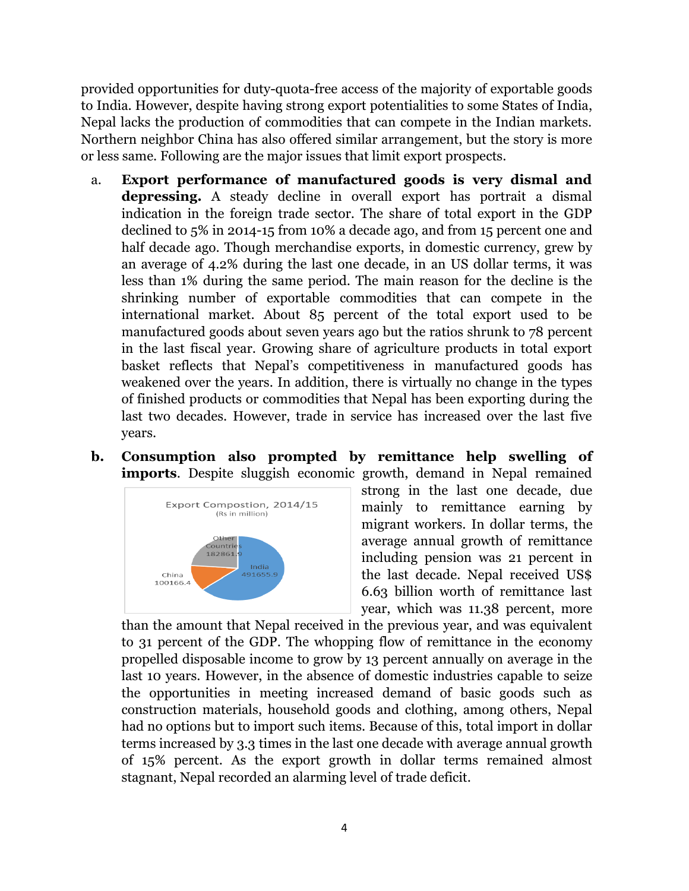provided opportunities for duty-quota-free access of the majority of exportable goods to India. However, despite having strong export potentialities to some States of India, Nepal lacks the production of commodities that can compete in the Indian markets. Northern neighbor China has also offered similar arrangement, but the story is more or less same. Following are the major issues that limit export prospects.

a. **Export performance of manufactured goods is very dismal and depressing.** A steady decline in overall export has portrait a dismal indication in the foreign trade sector. The share of total export in the GDP declined to 5% in 2014-15 from 10% a decade ago, and from 15 percent one and half decade ago. Though merchandise exports, in domestic currency, grew by an average of 4.2% during the last one decade, in an US dollar terms, it was less than 1% during the same period. The main reason for the decline is the shrinking number of exportable commodities that can compete in the international market. About 85 percent of the total export used to be manufactured goods about seven years ago but the ratios shrunk to 78 percent in the last fiscal year. Growing share of agriculture products in total export basket reflects that Nepal's competitiveness in manufactured goods has weakened over the years. In addition, there is virtually no change in the types of finished products or commodities that Nepal has been exporting during the last two decades. However, trade in service has increased over the last five years.

b. **Consumption also prompted by remittance help swelling of imports**. Despite sluggish economic growth, demand in Nepal remained strong in the last one decade, due mainly to remittance earning by migrant workers. In dollar terms, the average annual growth of remittance including pension was 21 percent in the last decade. Nepal received US$ 6.63 billion worth of remittance last year, which was 11.38 percent, more than the amount that Nepal received in the previous year, and was equivalent to 31 percent of the GDP. The whopping flow of remittance in the economy propelled disposable income to grow by 13 percent annually on average in the last 10 years. However, in the absence of domestic industries capable to seize the opportunities in meeting increased demand of basic goods such as construction materials, household goods and clothing, among others, Nepal had no options but to import such items. Because of this, total import in dollar terms increased by 3.3 times in the last one decade with average annual growth of 15% percent. As the export growth in dollar terms remained almost stagnant, Nepal recorded an alarming level of trade deficit.

Export Compostion, 2014/15
(Rs in million)

| Destination | Value |
|---|---|
| India | 491655.9 |
| China | 100166.4 |
| Other Countries | 182861.9 |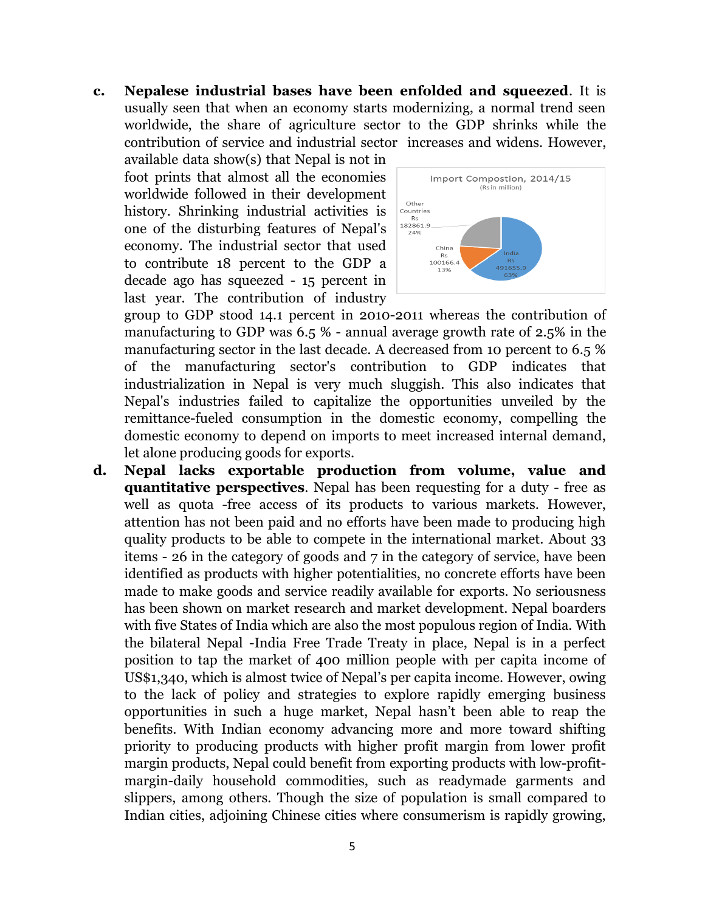**c.** **Nepalese industrial bases have been enfolded and squeezed**. It is usually seen that when an economy starts modernizing, a normal trend seen worldwide, the share of agriculture sector to the GDP shrinks while the contribution of service and industrial sector increases and widens. However, available data show(s) that Nepal is not in foot prints that almost all the economies worldwide followed in their development history. Shrinking industrial activities is one of the disturbing features of Nepal's economy. The industrial sector that used to contribute 18 percent to the GDP a decade ago has squeezed - 15 percent in last year. The contribution of industry group to GDP stood 14.1 percent in 2010-2011 whereas the contribution of manufacturing to GDP was 6.5 % - annual average growth rate of 2.5% in the manufacturing sector in the last decade. A decreased from 10 percent to 6.5 % of the manufacturing sector's contribution to GDP indicates that industrialization in Nepal is very much sluggish. This also indicates that Nepal's industries failed to capitalize the opportunities unveiled by the remittance-fueled consumption in the domestic economy, compelling the domestic economy to depend on imports to meet increased internal demand, let alone producing goods for exports.

Import Compostion, 2014/15
(Rs in million)

| Source | Rs | Share |
|---|---|---|
| India | 491655.9 | 63% |
| China | 100166.4 | 13% |
| Other Countries | 182861.9 | 24% |

**d.** **Nepal lacks exportable production from volume, value and quantitative perspectives**. Nepal has been requesting for a duty - free as well as quota -free access of its products to various markets. However, attention has not been paid and no efforts have been made to producing high quality products to be able to compete in the international market. About 33 items - 26 in the category of goods and 7 in the category of service, have been identified as products with higher potentialities, no concrete efforts have been made to make goods and service readily available for exports. No seriousness has been shown on market research and market development. Nepal boarders with five States of India which are also the most populous region of India. With the bilateral Nepal -India Free Trade Treaty in place, Nepal is in a perfect position to tap the market of 400 million people with per capita income of US$1,340, which is almost twice of Nepal's per capita income. However, owing to the lack of policy and strategies to explore rapidly emerging business opportunities in such a huge market, Nepal hasn't been able to reap the benefits. With Indian economy advancing more and more toward shifting priority to producing products with higher profit margin from lower profit margin products, Nepal could benefit from exporting products with low-profit-margin-daily household commodities, such as readymade garments and slippers, among others. Though the size of population is small compared to Indian cities, adjoining Chinese cities where consumerism is rapidly growing,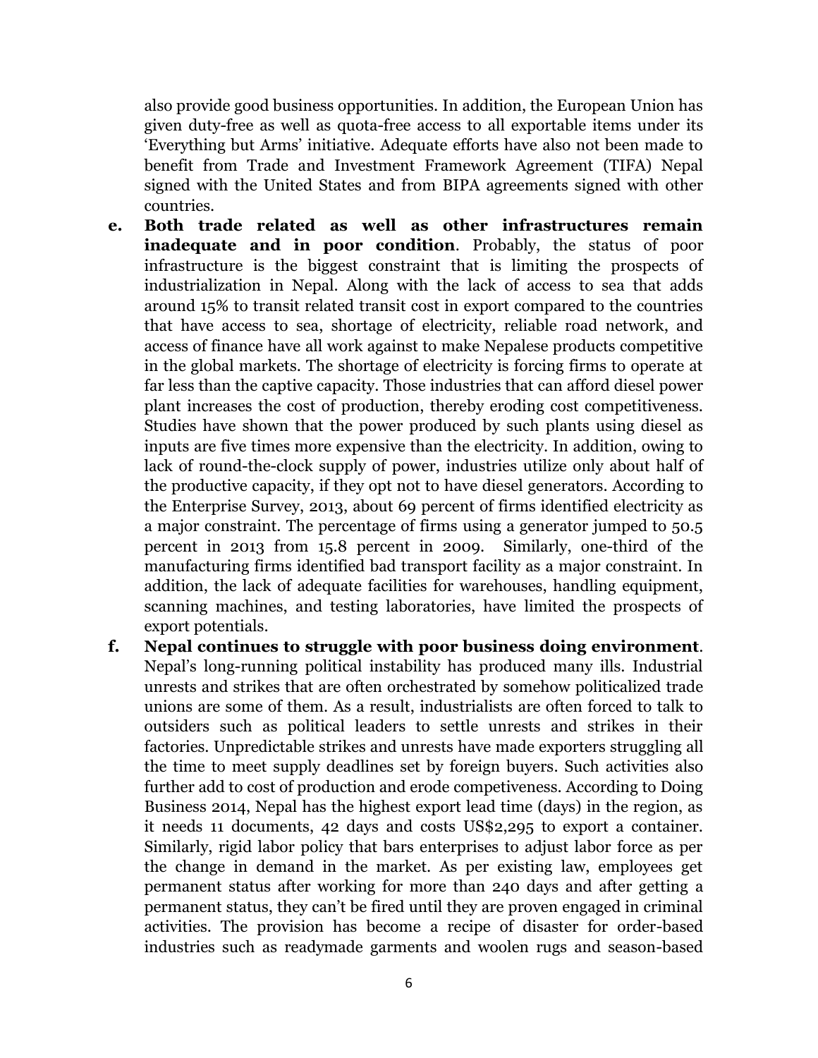also provide good business opportunities. In addition, the European Union has given duty-free as well as quota-free access to all exportable items under its 'Everything but Arms' initiative. Adequate efforts have also not been made to benefit from Trade and Investment Framework Agreement (TIFA) Nepal signed with the United States and from BIPA agreements signed with other countries.

e. **Both trade related as well as other infrastructures remain inadequate and in poor condition**. Probably, the status of poor infrastructure is the biggest constraint that is limiting the prospects of industrialization in Nepal. Along with the lack of access to sea that adds around 15% to transit related transit cost in export compared to the countries that have access to sea, shortage of electricity, reliable road network, and access of finance have all work against to make Nepalese products competitive in the global markets. The shortage of electricity is forcing firms to operate at far less than the captive capacity. Those industries that can afford diesel power plant increases the cost of production, thereby eroding cost competitiveness. Studies have shown that the power produced by such plants using diesel as inputs are five times more expensive than the electricity. In addition, owing to lack of round-the-clock supply of power, industries utilize only about half of the productive capacity, if they opt not to have diesel generators. According to the Enterprise Survey, 2013, about 69 percent of firms identified electricity as a major constraint. The percentage of firms using a generator jumped to 50.5 percent in 2013 from 15.8 percent in 2009. Similarly, one-third of the manufacturing firms identified bad transport facility as a major constraint. In addition, the lack of adequate facilities for warehouses, handling equipment, scanning machines, and testing laboratories, have limited the prospects of export potentials.

f. **Nepal continues to struggle with poor business doing environment**. Nepal's long-running political instability has produced many ills. Industrial unrests and strikes that are often orchestrated by somehow politicalized trade unions are some of them. As a result, industrialists are often forced to talk to outsiders such as political leaders to settle unrests and strikes in their factories. Unpredictable strikes and unrests have made exporters struggling all the time to meet supply deadlines set by foreign buyers. Such activities also further add to cost of production and erode competiveness. According to Doing Business 2014, Nepal has the highest export lead time (days) in the region, as it needs 11 documents, 42 days and costs US$2,295 to export a container. Similarly, rigid labor policy that bars enterprises to adjust labor force as per the change in demand in the market. As per existing law, employees get permanent status after working for more than 240 days and after getting a permanent status, they can't be fired until they are proven engaged in criminal activities. The provision has become a recipe of disaster for order-based industries such as readymade garments and woolen rugs and season-based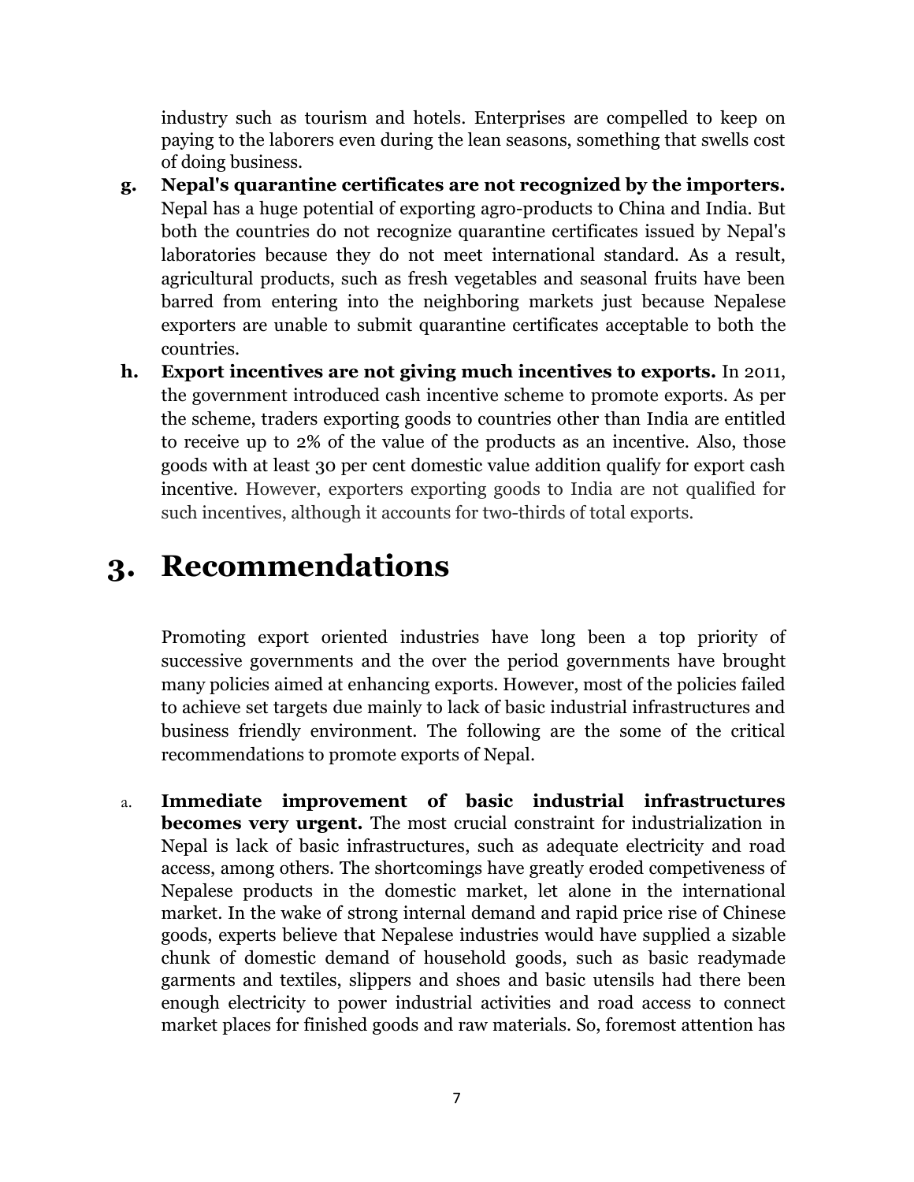industry such as tourism and hotels. Enterprises are compelled to keep on paying to the laborers even during the lean seasons, something that swells cost of doing business.

g. **Nepal's quarantine certificates are not recognized by the importers.** Nepal has a huge potential of exporting agro-products to China and India. But both the countries do not recognize quarantine certificates issued by Nepal's laboratories because they do not meet international standard. As a result, agricultural products, such as fresh vegetables and seasonal fruits have been barred from entering into the neighboring markets just because Nepalese exporters are unable to submit quarantine certificates acceptable to both the countries.

h. **Export incentives are not giving much incentives to exports.** In 2011, the government introduced cash incentive scheme to promote exports. As per the scheme, traders exporting goods to countries other than India are entitled to receive up to 2% of the value of the products as an incentive. Also, those goods with at least 30 per cent domestic value addition qualify for export cash incentive. However, exporters exporting goods to India are not qualified for such incentives, although it accounts for two-thirds of total exports.

# 3. Recommendations

Promoting export oriented industries have long been a top priority of successive governments and the over the period governments have brought many policies aimed at enhancing exports. However, most of the policies failed to achieve set targets due mainly to lack of basic industrial infrastructures and business friendly environment. The following are the some of the critical recommendations to promote exports of Nepal.

a. **Immediate improvement of basic industrial infrastructures becomes very urgent.** The most crucial constraint for industrialization in Nepal is lack of basic infrastructures, such as adequate electricity and road access, among others. The shortcomings have greatly eroded competiveness of Nepalese products in the domestic market, let alone in the international market. In the wake of strong internal demand and rapid price rise of Chinese goods, experts believe that Nepalese industries would have supplied a sizable chunk of domestic demand of household goods, such as basic readymade garments and textiles, slippers and shoes and basic utensils had there been enough electricity to power industrial activities and road access to connect market places for finished goods and raw materials. So, foremost attention has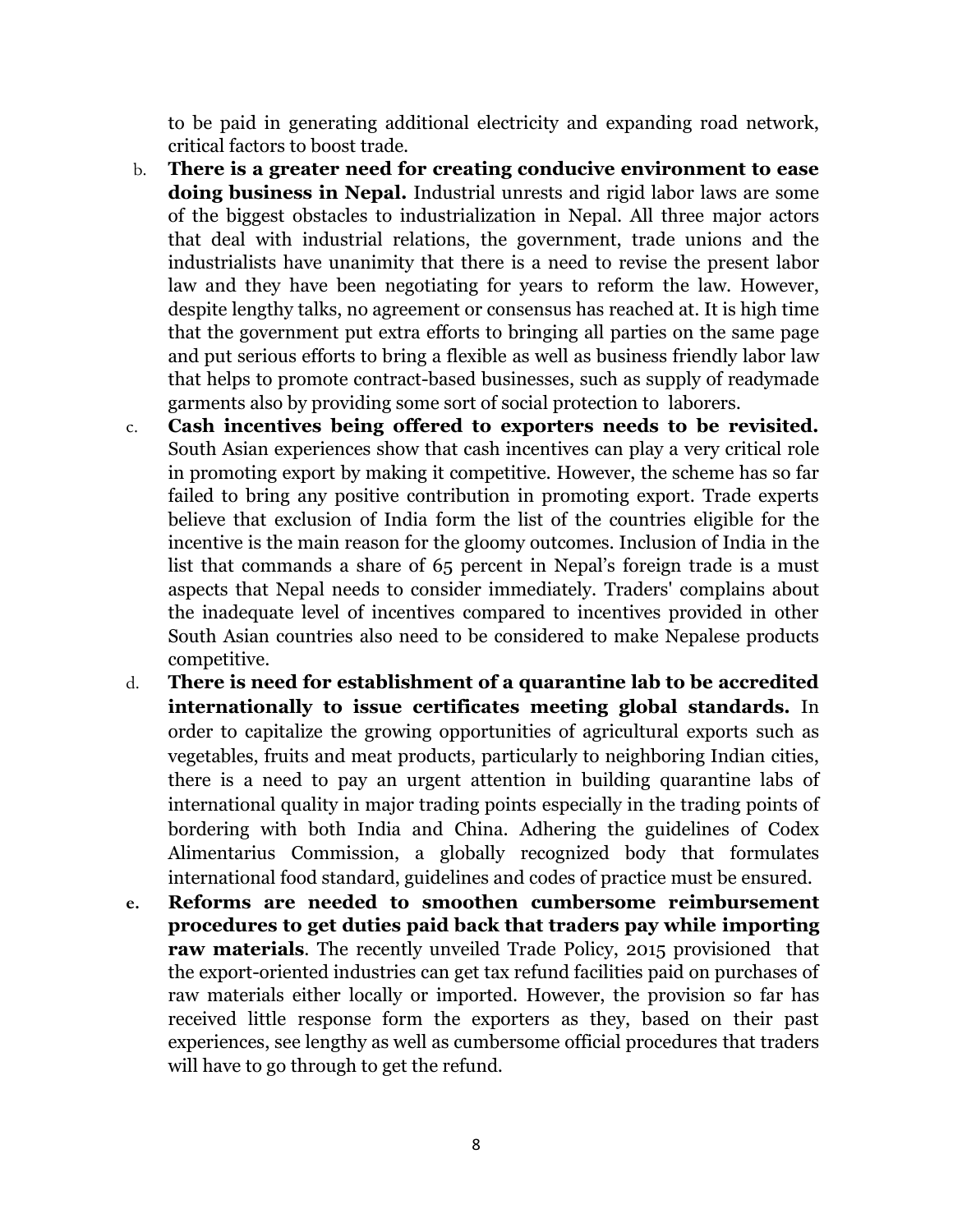to be paid in generating additional electricity and expanding road network, critical factors to boost trade.

b. **There is a greater need for creating conducive environment to ease doing business in Nepal.** Industrial unrests and rigid labor laws are some of the biggest obstacles to industrialization in Nepal. All three major actors that deal with industrial relations, the government, trade unions and the industrialists have unanimity that there is a need to revise the present labor law and they have been negotiating for years to reform the law. However, despite lengthy talks, no agreement or consensus has reached at. It is high time that the government put extra efforts to bringing all parties on the same page and put serious efforts to bring a flexible as well as business friendly labor law that helps to promote contract-based businesses, such as supply of readymade garments also by providing some sort of social protection to laborers.

c. **Cash incentives being offered to exporters needs to be revisited.** South Asian experiences show that cash incentives can play a very critical role in promoting export by making it competitive. However, the scheme has so far failed to bring any positive contribution in promoting export. Trade experts believe that exclusion of India form the list of the countries eligible for the incentive is the main reason for the gloomy outcomes. Inclusion of India in the list that commands a share of 65 percent in Nepal's foreign trade is a must aspects that Nepal needs to consider immediately. Traders' complains about the inadequate level of incentives compared to incentives provided in other South Asian countries also need to be considered to make Nepalese products competitive.

d. **There is need for establishment of a quarantine lab to be accredited internationally to issue certificates meeting global standards.** In order to capitalize the growing opportunities of agricultural exports such as vegetables, fruits and meat products, particularly to neighboring Indian cities, there is a need to pay an urgent attention in building quarantine labs of international quality in major trading points especially in the trading points of bordering with both India and China. Adhering the guidelines of Codex Alimentarius Commission, a globally recognized body that formulates international food standard, guidelines and codes of practice must be ensured.

e. **Reforms are needed to smoothen cumbersome reimbursement procedures to get duties paid back that traders pay while importing raw materials**. The recently unveiled Trade Policy, 2015 provisioned that the export-oriented industries can get tax refund facilities paid on purchases of raw materials either locally or imported. However, the provision so far has received little response form the exporters as they, based on their past experiences, see lengthy as well as cumbersome official procedures that traders will have to go through to get the refund.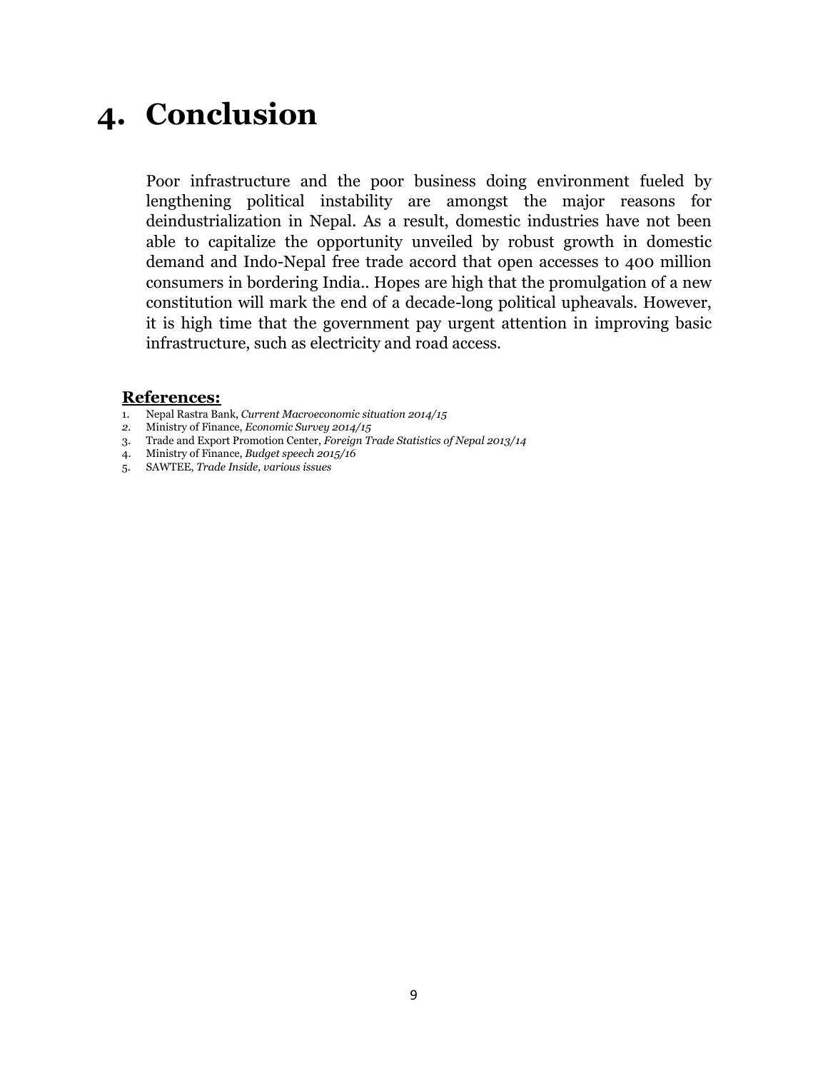# 4. Conclusion

Poor infrastructure and the poor business doing environment fueled by lengthening political instability are amongst the major reasons for deindustrialization in Nepal. As a result, domestic industries have not been able to capitalize the opportunity unveiled by robust growth in domestic demand and Indo-Nepal free trade accord that open accesses to 400 million consumers in bordering India.. Hopes are high that the promulgation of a new constitution will mark the end of a decade-long political upheavals. However, it is high time that the government pay urgent attention in improving basic infrastructure, such as electricity and road access.

**References:**

1. Nepal Rastra Bank, *Current Macroeconomic situation 2014/15*
2. Ministry of Finance, *Economic Survey 2014/15*
3. Trade and Export Promotion Center, *Foreign Trade Statistics of Nepal 2013/14*
4. Ministry of Finance, *Budget speech 2015/16*
5. SAWTEE, *Trade Inside, various issues*